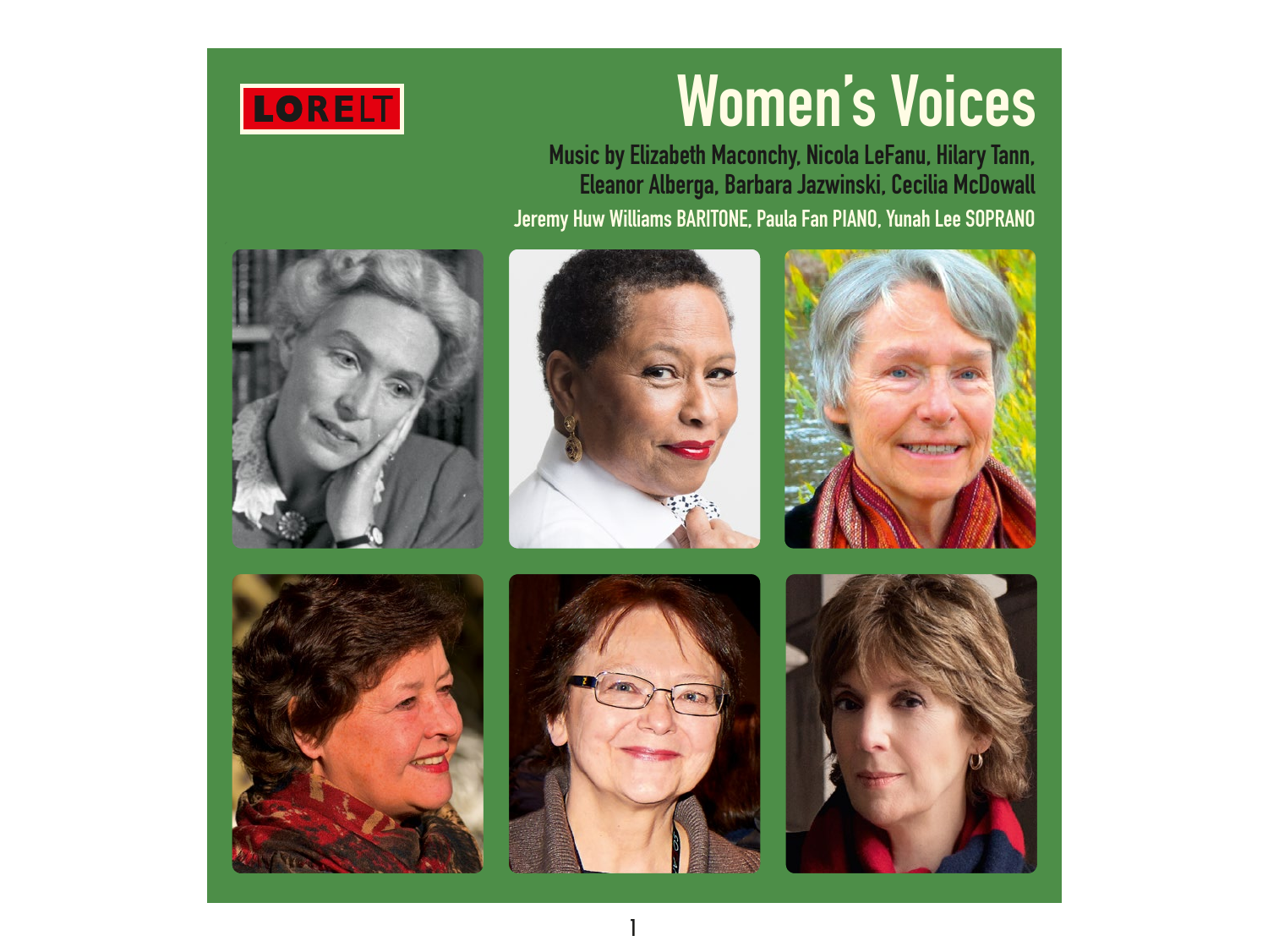LORELT

# Women's Voices

**Music by Elizabeth Maconchy, Nicola LeFanu, Hilary Tann, Eleanor Alberga, Barbara Jazwinski, Cecilia McDowall**

**Jeremy Huw Williams BARITONE, Paula Fan PIANO, Yunah Lee SOPRANO**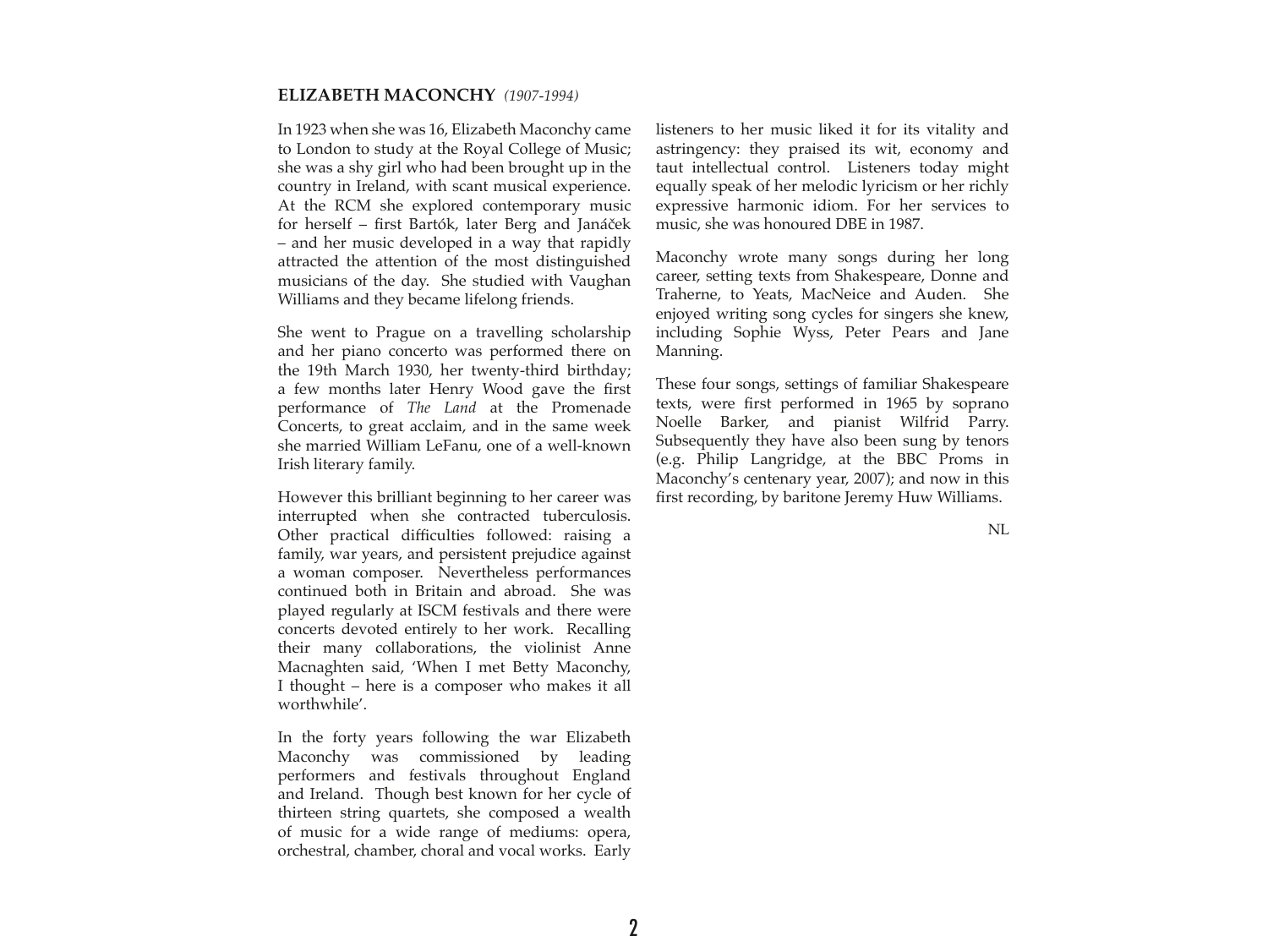## ELIZABETH MACONCHY *(1907-1994)*

In 1923 when she was 16, Elizabeth Maconchy came to London to study at the Royal College of Music; she was a shy girl who had been brought up in the country in Ireland, with scant musical experience. At the RCM she explored contemporary music for herself – first Bartók, later Berg and Janáček – and her music developed in a way that rapidly attracted the attention of the most distinguished musicians of the day. She studied with Vaughan Williams and they became lifelong friends.

She went to Prague on a travelling scholarship and her piano concerto was performed there on the 19th March 1930, her twenty-third birthday; a few months later Henry Wood gave the first performance of *The Land* at the Promenade Concerts, to great acclaim, and in the same week she married William LeFanu, one of a well-known Irish literary family.

However this brilliant beginning to her career was interrupted when she contracted tuberculosis. Other practical difficulties followed: raising a family, war years, and persistent prejudice against a woman composer. Nevertheless performances continued both in Britain and abroad. She was played regularly at ISCM festivals and there were concerts devoted entirely to her work. Recalling their many collaborations, the violinist Anne Macnaghten said, 'When I met Betty Maconchy, I thought – here is a composer who makes it all worthwhile'.

In the forty years following the war Elizabeth Maconchy was commissioned by leading performers and festivals throughout England and Ireland. Though best known for her cycle of thirteen string quartets, she composed a wealth of music for a wide range of mediums: opera, orchestral, chamber, choral and vocal works. Early listeners to her music liked it for its vitality and astringency: they praised its wit, economy and taut intellectual control. Listeners today might equally speak of her melodic lyricism or her richly expressive harmonic idiom. For her services to music, she was honoured DBE in 1987.

Maconchy wrote many songs during her long career, setting texts from Shakespeare, Donne and Traherne, to Yeats, MacNeice and Auden. She enjoyed writing song cycles for singers she knew, including Sophie Wyss, Peter Pears and Jane Manning.

These four songs, settings of familiar Shakespeare texts, were first performed in 1965 by soprano Noelle Barker, and pianist Wilfrid Parry. Subsequently they have also been sung by tenors (e.g. Philip Langridge, at the BBC Proms in Maconchy's centenary year, 2007); and now in this first recording, by baritone Jeremy Huw Williams.

NL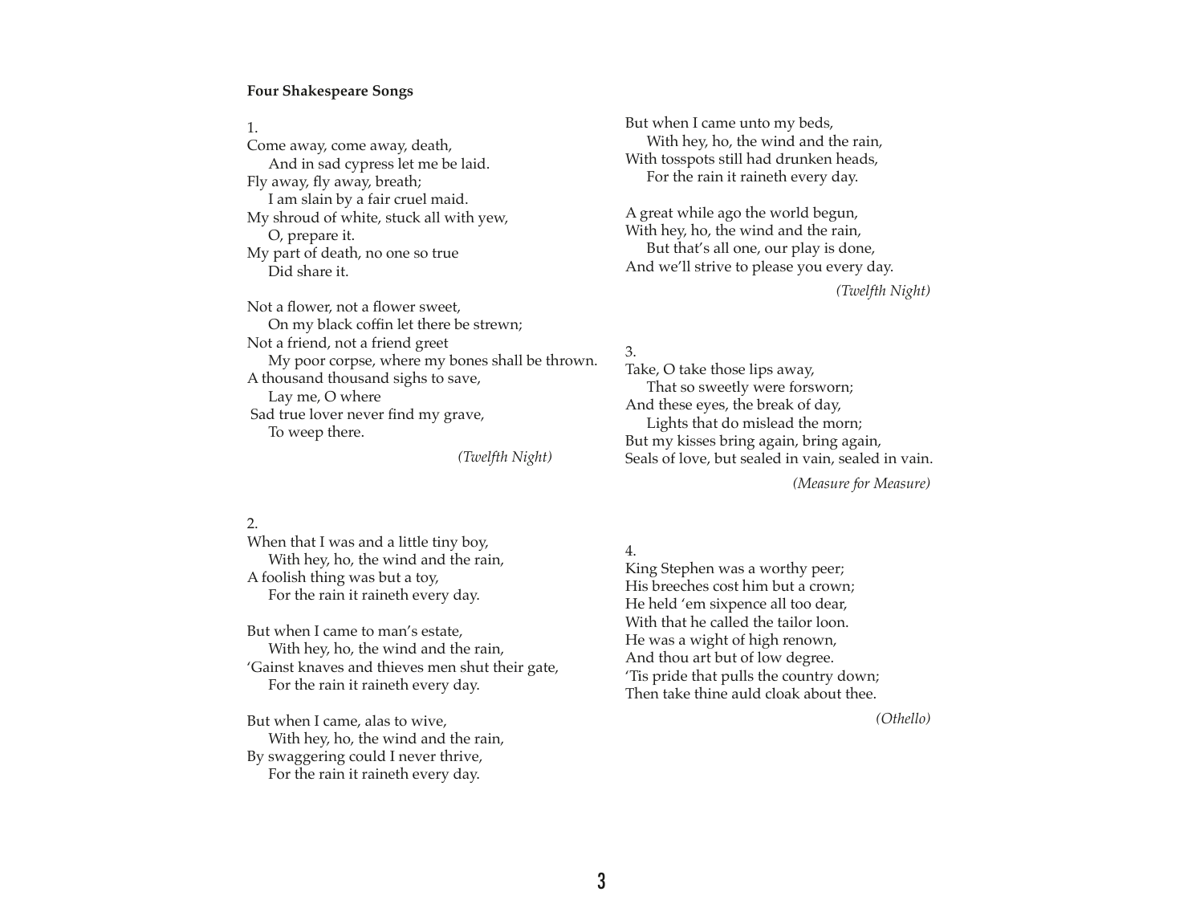**Four Shakespeare Songs**

1.

Come away, come away, death,
    And in sad cypress let me be laid.
Fly away, fly away, breath;
    I am slain by a fair cruel maid.
My shroud of white, stuck all with yew,
    O, prepare it.
My part of death, no one so true
    Did share it.

Not a flower, not a flower sweet,
    On my black coffin let there be strewn;
Not a friend, not a friend greet
    My poor corpse, where my bones shall be thrown.
A thousand thousand sighs to save,
    Lay me, O where
Sad true lover never find my grave,
    To weep there.

*(Twelfth Night)*

2.

When that I was and a little tiny boy,
    With hey, ho, the wind and the rain,
A foolish thing was but a toy,
    For the rain it raineth every day.

But when I came to man's estate,
    With hey, ho, the wind and the rain,
'Gainst knaves and thieves men shut their gate,
    For the rain it raineth every day.

But when I came, alas to wive,
    With hey, ho, the wind and the rain,
By swaggering could I never thrive,
    For the rain it raineth every day.

But when I came unto my beds,
    With hey, ho, the wind and the rain,
With tosspots still had drunken heads,
    For the rain it raineth every day.

A great while ago the world begun,
With hey, ho, the wind and the rain,
    But that's all one, our play is done,
And we'll strive to please you every day.

*(Twelfth Night)*

3.

Take, O take those lips away,
    That so sweetly were forsworn;
And these eyes, the break of day,
    Lights that do mislead the morn;
But my kisses bring again, bring again,
Seals of love, but sealed in vain, sealed in vain.

*(Measure for Measure)*

4.

King Stephen was a worthy peer;
His breeches cost him but a crown;
He held 'em sixpence all too dear,
With that he called the tailor loon.
He was a wight of high renown,
And thou art but of low degree.
'Tis pride that pulls the country down;
Then take thine auld cloak about thee.

*(Othello)*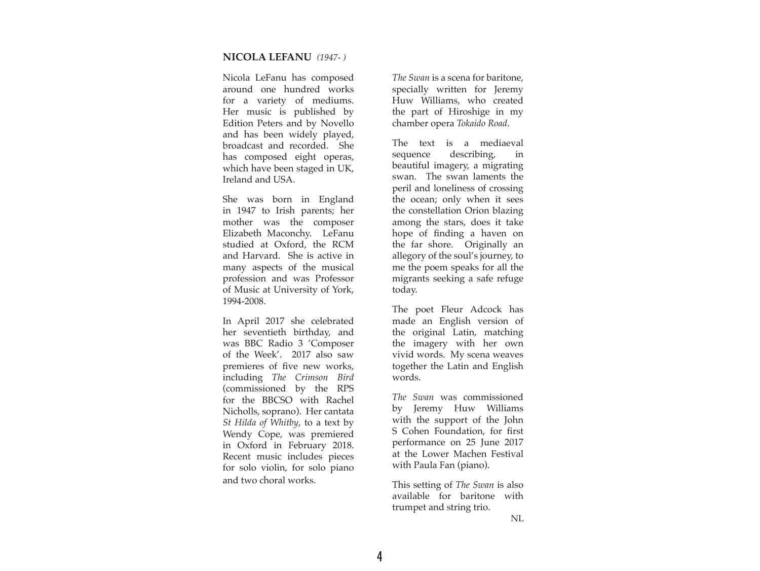## **NICOLA LEFANU** *(1947- )*

Nicola LeFanu has composed around one hundred works for a variety of mediums. Her music is published by Edition Peters and by Novello and has been widely played, broadcast and recorded. She has composed eight operas, which have been staged in UK, Ireland and USA.

She was born in England in 1947 to Irish parents; her mother was the composer Elizabeth Maconchy. LeFanu studied at Oxford, the RCM and Harvard. She is active in many aspects of the musical profession and was Professor of Music at University of York, 1994-2008.

In April 2017 she celebrated her seventieth birthday, and was BBC Radio 3 'Composer of the Week'. 2017 also saw premieres of five new works, including *The Crimson Bird* (commissioned by the RPS for the BBCSO with Rachel Nicholls, soprano). Her cantata *St Hilda of Whitby*, to a text by Wendy Cope, was premiered in Oxford in February 2018. Recent music includes pieces for solo violin, for solo piano and two choral works.

*The Swan* is a scena for baritone, specially written for Jeremy Huw Williams, who created the part of Hiroshige in my chamber opera *Tokaido Road*.

The text is a mediaeval sequence describing, in beautiful imagery, a migrating swan. The swan laments the peril and loneliness of crossing the ocean; only when it sees the constellation Orion blazing among the stars, does it take hope of finding a haven on the far shore. Originally an allegory of the soul's journey, to me the poem speaks for all the migrants seeking a safe refuge today.

The poet Fleur Adcock has made an English version of the original Latin, matching the imagery with her own vivid words. My scena weaves together the Latin and English words.

*The Swan* was commissioned by Jeremy Huw Williams with the support of the John S Cohen Foundation, for first performance on 25 June 2017 at the Lower Machen Festival with Paula Fan (piano).

This setting of *The Swan* is also available for baritone with trumpet and string trio.

NL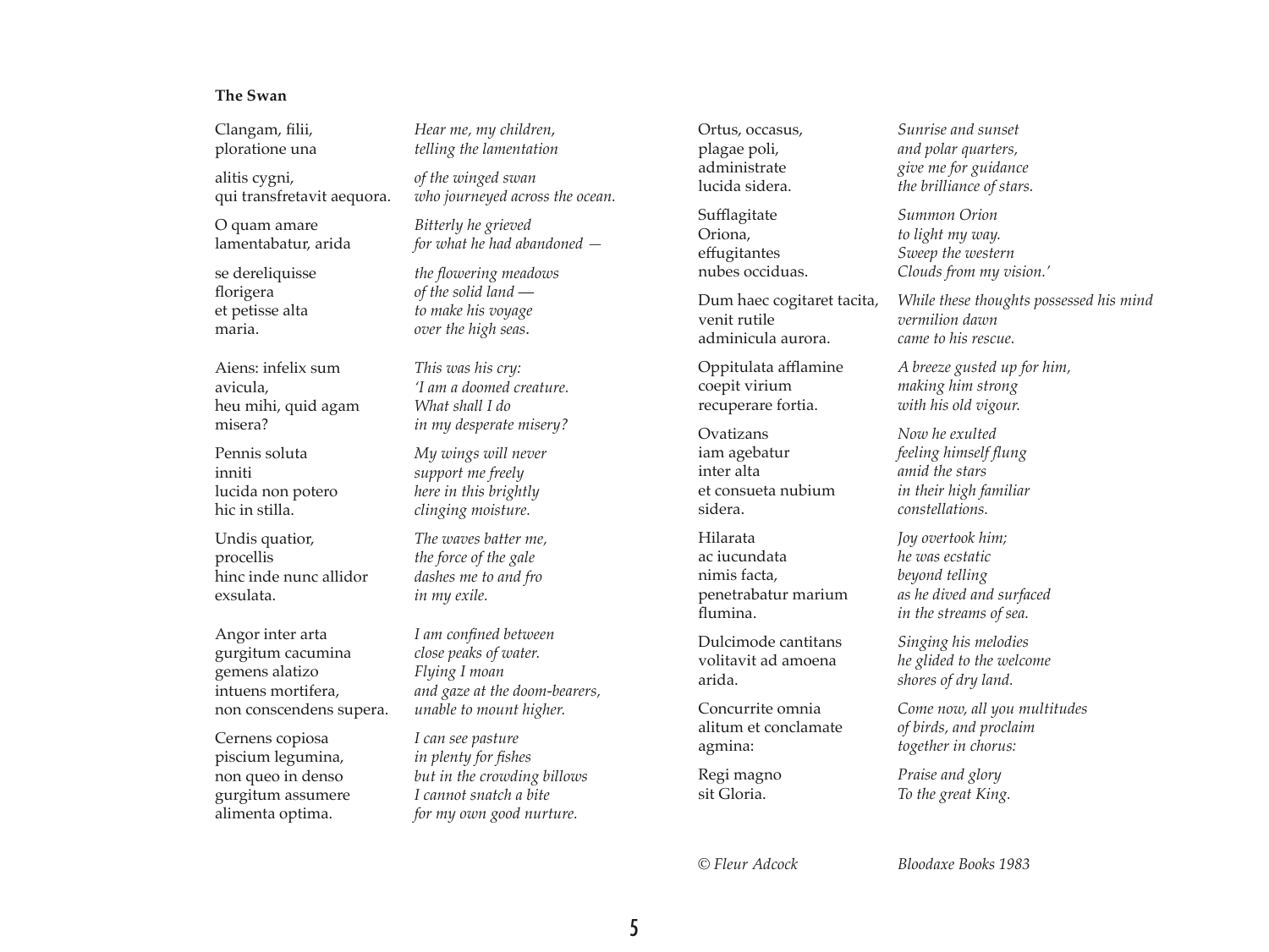**The Swan**

| | |
|---|---|
| Clangam, filii,<br>ploratione una | *Hear me, my children,*<br>*telling the lamentation* |
| alitis cygni,<br>qui transfretavit aequora. | *of the winged swan*<br>*who journeyed across the ocean.* |
| O quam amare<br>lamentabatur, arida | *Bitterly he grieved*<br>*for what he had abandoned —* |
| se dereliquisse<br>florigera<br>et petisse alta<br>maria. | *the flowering meadows*<br>*of the solid land —*<br>*to make his voyage*<br>*over the high seas.* |
| Aiens: infelix sum<br>avicula,<br>heu mihi, quid agam<br>misera? | *This was his cry:*<br>*'I am a doomed creature.*<br>*What shall I do*<br>*in my desperate misery?* |
| Pennis soluta<br>inniti<br>lucida non potero<br>hic in stilla. | *My wings will never*<br>*support me freely*<br>*here in this brightly*<br>*clinging moisture.* |
| Undis quatior,<br>procellis<br>hinc inde nunc allidor<br>exsulata. | *The waves batter me,*<br>*the force of the gale*<br>*dashes me to and fro*<br>*in my exile.* |
| Angor inter arta<br>gurgitum cacumina<br>gemens alatizo<br>intuens mortifera,<br>non conscendens supera. | *I am confined between*<br>*close peaks of water.*<br>*Flying I moan*<br>*and gaze at the doom-bearers,*<br>*unable to mount higher.* |
| Cernens copiosa<br>piscium legumina,<br>non queo in denso<br>gurgitum assumere<br>alimenta optima. | *I can see pasture*<br>*in plenty for fishes*<br>*but in the crowding billows*<br>*I cannot snatch a bite*<br>*for my own good nurture.* |
| Ortus, occasus,<br>plagae poli,<br>administrate<br>lucida sidera. | *Sunrise and sunset*<br>*and polar quarters,*<br>*give me for guidance*<br>*the brilliance of stars.* |
| Sufflagitate<br>Oriona,<br>effugitantes<br>nubes occiduas. | *Summon Orion*<br>*to light my way.*<br>*Sweep the western*<br>*Clouds from my vision.'* |
| Dum haec cogitaret tacita,<br>venit rutile<br>adminicula aurora. | *While these thoughts possessed his mind*<br>*vermilion dawn*<br>*came to his rescue.* |
| Oppitulata afflamine<br>coepit virium<br>recuperare fortia. | *A breeze gusted up for him,*<br>*making him strong*<br>*with his old vigour.* |
| Ovatizans<br>iam agebatur<br>inter alta<br>et consueta nubium<br>sidera. | *Now he exulted*<br>*feeling himself flung*<br>*amid the stars*<br>*in their high familiar*<br>*constellations.* |
| Hilarata<br>ac iucundata<br>nimis facta,<br>penetrabatur marium<br>flumina. | *Joy overtook him;*<br>*he was ecstatic*<br>*beyond telling*<br>*as he dived and surfaced*<br>*in the streams of sea.* |
| Dulcimode cantitans<br>volitavit ad amoena<br>arida. | *Singing his melodies*<br>*he glided to the welcome*<br>*shores of dry land.* |
| Concurrite omnia<br>alitum et conclamate<br>agmina: | *Come now, all you multitudes*<br>*of birds, and proclaim*<br>*together in chorus:* |
| Regi magno<br>sit Gloria. | *Praise and glory*<br>*To the great King.* |

*© Fleur Adcock* *Bloodaxe Books 1983*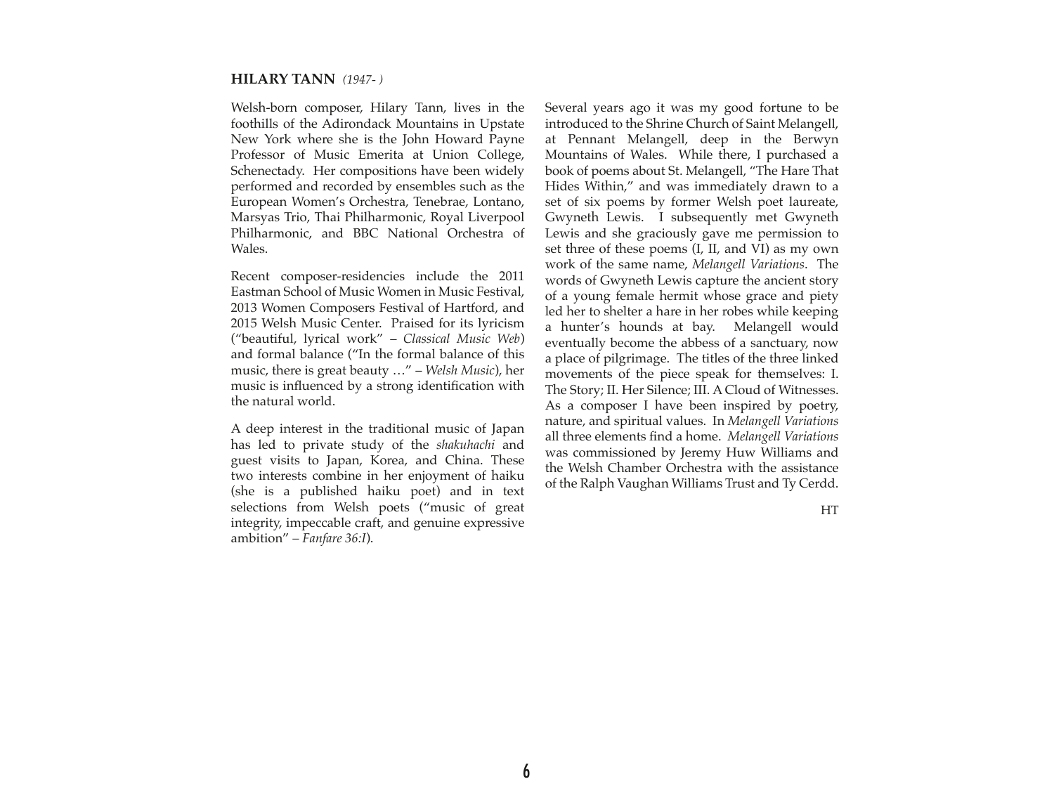**HILARY TANN** *(1947- )*

Welsh-born composer, Hilary Tann, lives in the foothills of the Adirondack Mountains in Upstate New York where she is the John Howard Payne Professor of Music Emerita at Union College, Schenectady. Her compositions have been widely performed and recorded by ensembles such as the European Women's Orchestra, Tenebrae, Lontano, Marsyas Trio, Thai Philharmonic, Royal Liverpool Philharmonic, and BBC National Orchestra of Wales.

Recent composer-residencies include the 2011 Eastman School of Music Women in Music Festival, 2013 Women Composers Festival of Hartford, and 2015 Welsh Music Center. Praised for its lyricism ("beautiful, lyrical work" – *Classical Music Web*) and formal balance ("In the formal balance of this music, there is great beauty …" – *Welsh Music*), her music is influenced by a strong identification with the natural world.

A deep interest in the traditional music of Japan has led to private study of the *shakuhachi* and guest visits to Japan, Korea, and China. These two interests combine in her enjoyment of haiku (she is a published haiku poet) and in text selections from Welsh poets ("music of great integrity, impeccable craft, and genuine expressive ambition" – *Fanfare 36:I*).

Several years ago it was my good fortune to be introduced to the Shrine Church of Saint Melangell, at Pennant Melangell, deep in the Berwyn Mountains of Wales. While there, I purchased a book of poems about St. Melangell, "The Hare That Hides Within," and was immediately drawn to a set of six poems by former Welsh poet laureate, Gwyneth Lewis. I subsequently met Gwyneth Lewis and she graciously gave me permission to set three of these poems (I, II, and VI) as my own work of the same name, *Melangell Variations*. The words of Gwyneth Lewis capture the ancient story of a young female hermit whose grace and piety led her to shelter a hare in her robes while keeping a hunter's hounds at bay. Melangell would eventually become the abbess of a sanctuary, now a place of pilgrimage. The titles of the three linked movements of the piece speak for themselves: I. The Story; II. Her Silence; III. A Cloud of Witnesses. As a composer I have been inspired by poetry, nature, and spiritual values. In *Melangell Variations* all three elements find a home. *Melangell Variations* was commissioned by Jeremy Huw Williams and the Welsh Chamber Orchestra with the assistance of the Ralph Vaughan Williams Trust and Ty Cerdd.

HT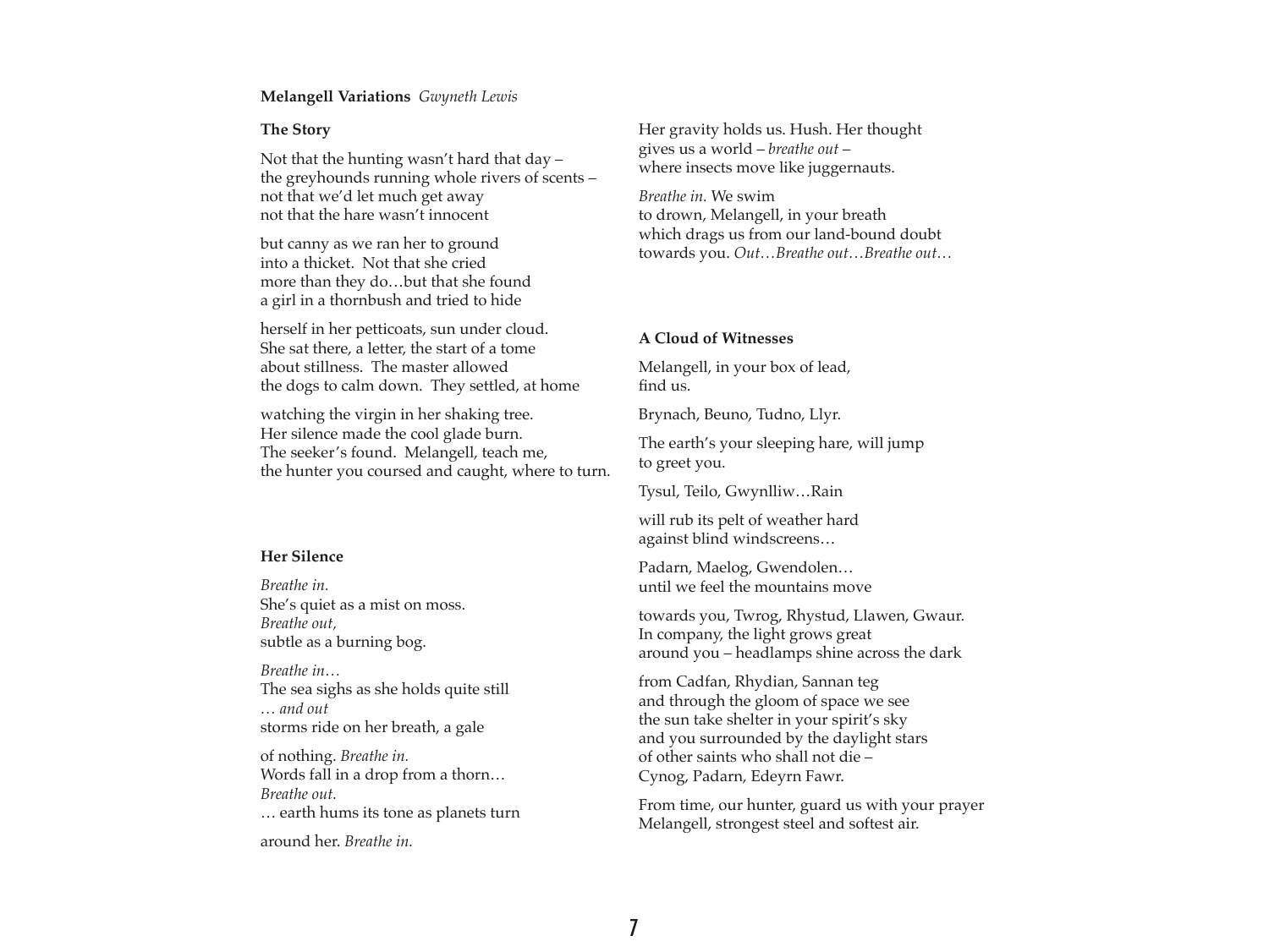**Melangell Variations** *Gwyneth Lewis*

**The Story**

Not that the hunting wasn't hard that day –
the greyhounds running whole rivers of scents –
not that we'd let much get away
not that the hare wasn't innocent

but canny as we ran her to ground
into a thicket. Not that she cried
more than they do…but that she found
a girl in a thornbush and tried to hide

herself in her petticoats, sun under cloud.
She sat there, a letter, the start of a tome
about stillness. The master allowed
the dogs to calm down. They settled, at home

watching the virgin in her shaking tree.
Her silence made the cool glade burn.
The seeker's found. Melangell, teach me,
the hunter you coursed and caught, where to turn.

**Her Silence**

*Breathe in.*
She's quiet as a mist on moss.
*Breathe out,*
subtle as a burning bog.

*Breathe in…*
The sea sighs as she holds quite still
*… and out*
storms ride on her breath, a gale

of nothing. *Breathe in.*
Words fall in a drop from a thorn…
*Breathe out.*
… earth hums its tone as planets turn

around her. *Breathe in.*

Her gravity holds us. Hush. Her thought
gives us a world – *breathe out* –
where insects move like juggernauts.

*Breathe in.* We swim
to drown, Melangell, in your breath
which drags us from our land-bound doubt
towards you. *Out…Breathe out…Breathe out…*

**A Cloud of Witnesses**

Melangell, in your box of lead,
find us.

Brynach, Beuno, Tudno, Llyr.

The earth's your sleeping hare, will jump
to greet you.

Tysul, Teilo, Gwynlliw…Rain

will rub its pelt of weather hard
against blind windscreens…

Padarn, Maelog, Gwendolen…
until we feel the mountains move

towards you, Twrog, Rhystud, Llawen, Gwaur.
In company, the light grows great
around you – headlamps shine across the dark

from Cadfan, Rhydian, Sannan teg
and through the gloom of space we see
the sun take shelter in your spirit's sky
and you surrounded by the daylight stars
of other saints who shall not die –
Cynog, Padarn, Edeyrn Fawr.

From time, our hunter, guard us with your prayer
Melangell, strongest steel and softest air.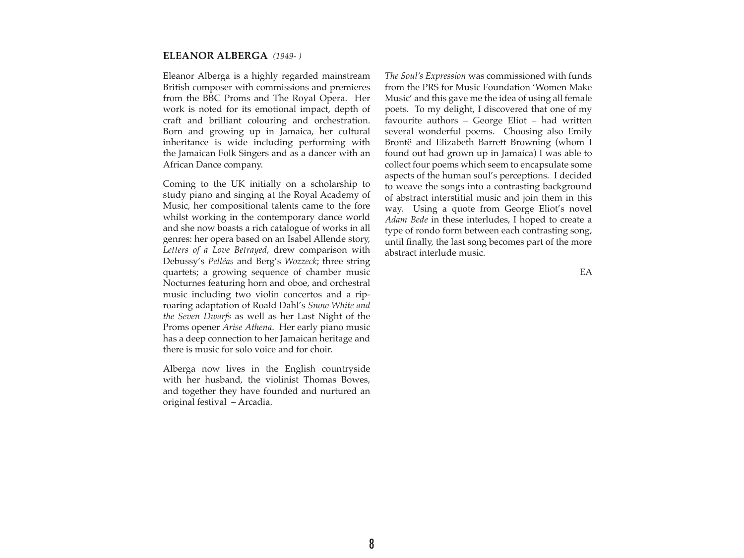## **ELEANOR ALBERGA** *(1949- )*

Eleanor Alberga is a highly regarded mainstream British composer with commissions and premieres from the BBC Proms and The Royal Opera. Her work is noted for its emotional impact, depth of craft and brilliant colouring and orchestration. Born and growing up in Jamaica, her cultural inheritance is wide including performing with the Jamaican Folk Singers and as a dancer with an African Dance company.

Coming to the UK initially on a scholarship to study piano and singing at the Royal Academy of Music, her compositional talents came to the fore whilst working in the contemporary dance world and she now boasts a rich catalogue of works in all genres: her opera based on an Isabel Allende story, *Letters of a Love Betrayed*, drew comparison with Debussy's *Pelléas* and Berg's *Wozzeck*; three string quartets; a growing sequence of chamber music Nocturnes featuring horn and oboe, and orchestral music including two violin concertos and a rip-roaring adaptation of Roald Dahl's *Snow White and the Seven Dwarfs* as well as her Last Night of the Proms opener *Arise Athena*. Her early piano music has a deep connection to her Jamaican heritage and there is music for solo voice and for choir.

Alberga now lives in the English countryside with her husband, the violinist Thomas Bowes, and together they have founded and nurtured an original festival – Arcadia.

*The Soul's Expression* was commissioned with funds from the PRS for Music Foundation 'Women Make Music' and this gave me the idea of using all female poets. To my delight, I discovered that one of my favourite authors – George Eliot – had written several wonderful poems. Choosing also Emily Brontë and Elizabeth Barrett Browning (whom I found out had grown up in Jamaica) I was able to collect four poems which seem to encapsulate some aspects of the human soul's perceptions. I decided to weave the songs into a contrasting background of abstract interstitial music and join them in this way. Using a quote from George Eliot's novel *Adam Bede* in these interludes, I hoped to create a type of rondo form between each contrasting song, until finally, the last song becomes part of the more abstract interlude music.

EA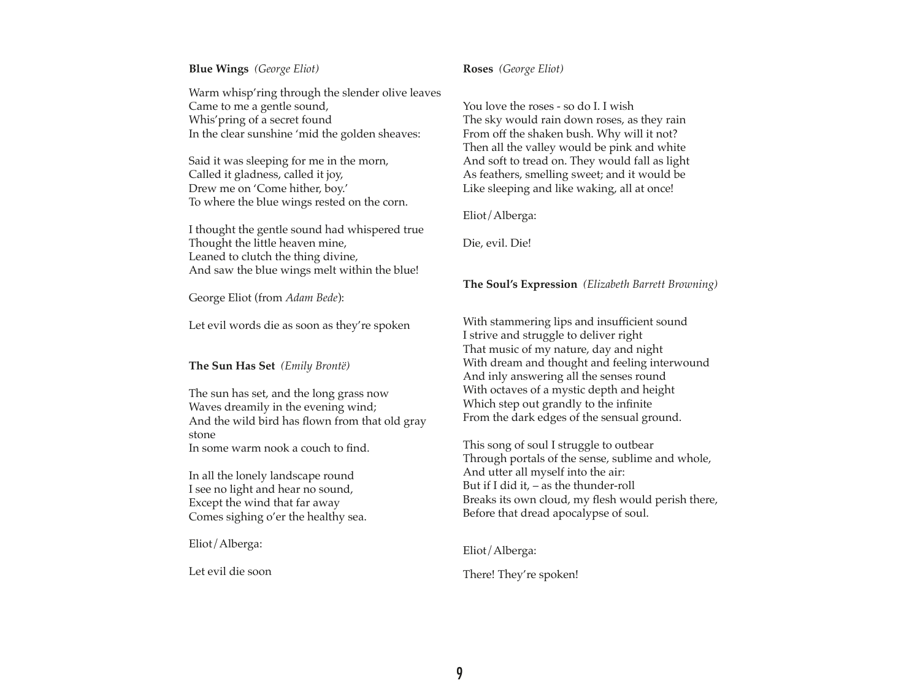**Blue Wings** *(George Eliot)*

Warm whisp'ring through the slender olive leaves
Came to me a gentle sound,
Whis'pring of a secret found
In the clear sunshine 'mid the golden sheaves:

Said it was sleeping for me in the morn,
Called it gladness, called it joy,
Drew me on 'Come hither, boy.'
To where the blue wings rested on the corn.

I thought the gentle sound had whispered true
Thought the little heaven mine,
Leaned to clutch the thing divine,
And saw the blue wings melt within the blue!

George Eliot (from *Adam Bede*):

Let evil words die as soon as they're spoken

**The Sun Has Set** *(Emily Brontë)*

The sun has set, and the long grass now
Waves dreamily in the evening wind;
And the wild bird has flown from that old gray stone
In some warm nook a couch to find.

In all the lonely landscape round
I see no light and hear no sound,
Except the wind that far away
Comes sighing o'er the healthy sea.

Eliot/Alberga:

Let evil die soon

**Roses** *(George Eliot)*

You love the roses - so do I. I wish
The sky would rain down roses, as they rain
From off the shaken bush. Why will it not?
Then all the valley would be pink and white
And soft to tread on. They would fall as light
As feathers, smelling sweet; and it would be
Like sleeping and like waking, all at once!

Eliot/Alberga:

Die, evil. Die!

**The Soul's Expression** *(Elizabeth Barrett Browning)*

With stammering lips and insufficient sound
I strive and struggle to deliver right
That music of my nature, day and night
With dream and thought and feeling interwound
And inly answering all the senses round
With octaves of a mystic depth and height
Which step out grandly to the infinite
From the dark edges of the sensual ground.

This song of soul I struggle to outbear
Through portals of the sense, sublime and whole,
And utter all myself into the air:
But if I did it, – as the thunder-roll
Breaks its own cloud, my flesh would perish there,
Before that dread apocalypse of soul.

Eliot/Alberga:

There! They're spoken!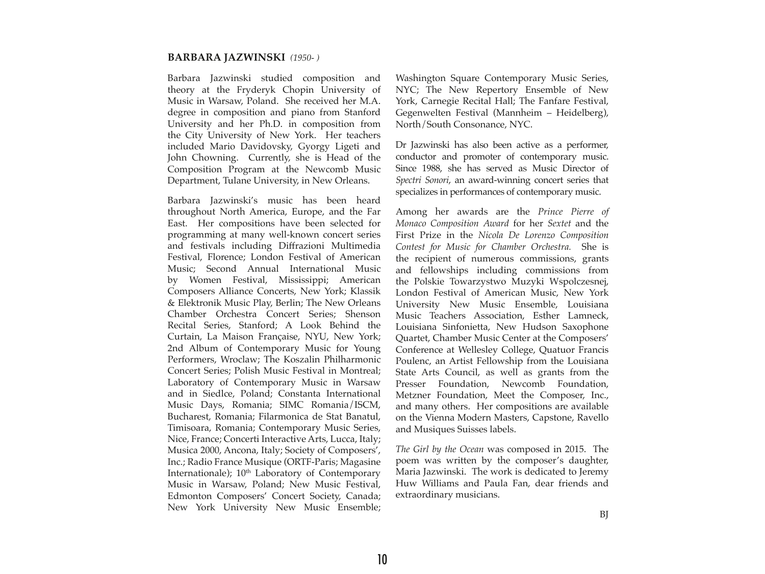**BARBARA JAZWINSKI** *(1950- )*

Barbara Jazwinski studied composition and theory at the Fryderyk Chopin University of Music in Warsaw, Poland. She received her M.A. degree in composition and piano from Stanford University and her Ph.D. in composition from the City University of New York. Her teachers included Mario Davidovsky, Gyorgy Ligeti and John Chowning. Currently, she is Head of the Composition Program at the Newcomb Music Department, Tulane University, in New Orleans.

Barbara Jazwinski's music has been heard throughout North America, Europe, and the Far East. Her compositions have been selected for programming at many well-known concert series and festivals including Diffrazioni Multimedia Festival, Florence; London Festival of American Music; Second Annual International Music by Women Festival, Mississippi; American Composers Alliance Concerts, New York; Klassik & Elektronik Music Play, Berlin; The New Orleans Chamber Orchestra Concert Series; Shenson Recital Series, Stanford; A Look Behind the Curtain, La Maison Française, NYU, New York; 2nd Album of Contemporary Music for Young Performers, Wroclaw; The Koszalin Philharmonic Concert Series; Polish Music Festival in Montreal; Laboratory of Contemporary Music in Warsaw and in Siedlce, Poland; Constanta International Music Days, Romania; SIMC Romania/ISCM, Bucharest, Romania; Filarmonica de Stat Banatul, Timisoara, Romania; Contemporary Music Series, Nice, France; Concerti Interactive Arts, Lucca, Italy; Musica 2000, Ancona, Italy; Society of Composers', Inc.; Radio France Musique (ORTF-Paris; Magasine Internationale); 10th Laboratory of Contemporary Music in Warsaw, Poland; New Music Festival, Edmonton Composers' Concert Society, Canada; New York University New Music Ensemble; Washington Square Contemporary Music Series, NYC; The New Repertory Ensemble of New York, Carnegie Recital Hall; The Fanfare Festival, Gegenwelten Festival (Mannheim – Heidelberg), North/South Consonance, NYC.

Dr Jazwinski has also been active as a performer, conductor and promoter of contemporary music. Since 1988, she has served as Music Director of *Spectri Sonori*, an award-winning concert series that specializes in performances of contemporary music.

Among her awards are the *Prince Pierre of Monaco Composition Award* for her *Sextet* and the First Prize in the *Nicola De Lorenzo Composition Contest for Music for Chamber Orchestra.* She is the recipient of numerous commissions, grants and fellowships including commissions from the Polskie Towarzystwo Muzyki Wspolczesnej, London Festival of American Music, New York University New Music Ensemble, Louisiana Music Teachers Association, Esther Lamneck, Louisiana Sinfonietta, New Hudson Saxophone Quartet, Chamber Music Center at the Composers' Conference at Wellesley College, Quatuor Francis Poulenc, an Artist Fellowship from the Louisiana State Arts Council, as well as grants from the Presser Foundation, Newcomb Foundation, Metzner Foundation, Meet the Composer, Inc., and many others. Her compositions are available on the Vienna Modern Masters, Capstone, Ravello and Musiques Suisses labels.

*The Girl by the Ocean* was composed in 2015. The poem was written by the composer's daughter, Maria Jazwinski. The work is dedicated to Jeremy Huw Williams and Paula Fan, dear friends and extraordinary musicians.

BJ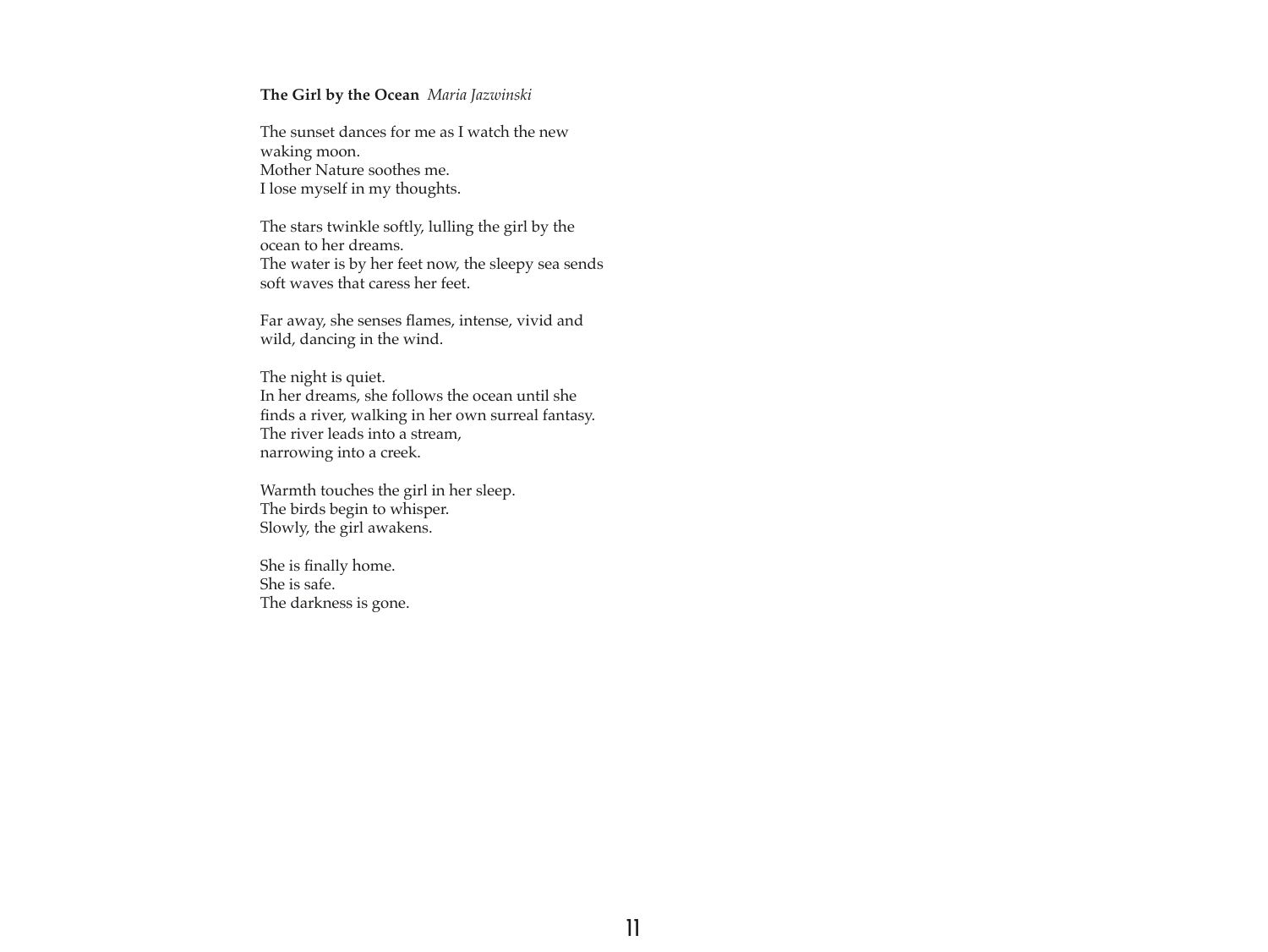**The Girl by the Ocean** *Maria Jazwinski*

The sunset dances for me as I watch the new waking moon.
Mother Nature soothes me.
I lose myself in my thoughts.

The stars twinkle softly, lulling the girl by the ocean to her dreams.
The water is by her feet now, the sleepy sea sends soft waves that caress her feet.

Far away, she senses flames, intense, vivid and wild, dancing in the wind.

The night is quiet.
In her dreams, she follows the ocean until she finds a river, walking in her own surreal fantasy.
The river leads into a stream,
narrowing into a creek.

Warmth touches the girl in her sleep.
The birds begin to whisper.
Slowly, the girl awakens.

She is finally home.
She is safe.
The darkness is gone.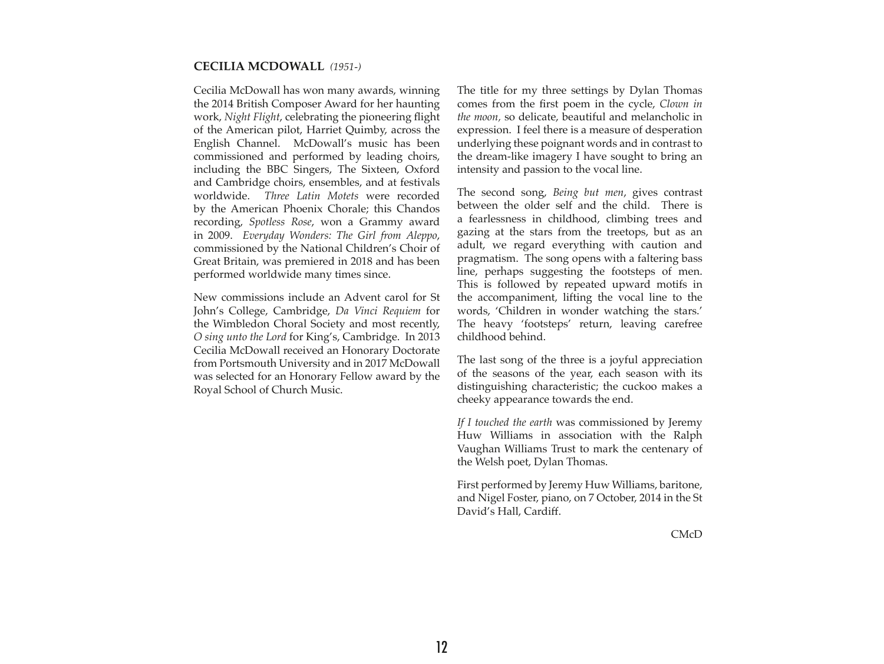**CECILIA MCDOWALL** *(1951-)*

Cecilia McDowall has won many awards, winning the 2014 British Composer Award for her haunting work, *Night Flight*, celebrating the pioneering flight of the American pilot, Harriet Quimby, across the English Channel. McDowall's music has been commissioned and performed by leading choirs, including the BBC Singers, The Sixteen, Oxford and Cambridge choirs, ensembles, and at festivals worldwide. *Three Latin Motets* were recorded by the American Phoenix Chorale; this Chandos recording, *Spotless Rose*, won a Grammy award in 2009. *Everyday Wonders: The Girl from Aleppo*, commissioned by the National Children's Choir of Great Britain, was premiered in 2018 and has been performed worldwide many times since.

New commissions include an Advent carol for St John's College, Cambridge, *Da Vinci Requiem* for the Wimbledon Choral Society and most recently, *O sing unto the Lord* for King's, Cambridge. In 2013 Cecilia McDowall received an Honorary Doctorate from Portsmouth University and in 2017 McDowall was selected for an Honorary Fellow award by the Royal School of Church Music.

The title for my three settings by Dylan Thomas comes from the first poem in the cycle, *Clown in the moon,* so delicate, beautiful and melancholic in expression. I feel there is a measure of desperation underlying these poignant words and in contrast to the dream-like imagery I have sought to bring an intensity and passion to the vocal line.

The second song, *Being but men*, gives contrast between the older self and the child. There is a fearlessness in childhood, climbing trees and gazing at the stars from the treetops, but as an adult, we regard everything with caution and pragmatism. The song opens with a faltering bass line, perhaps suggesting the footsteps of men. This is followed by repeated upward motifs in the accompaniment, lifting the vocal line to the words, 'Children in wonder watching the stars.' The heavy 'footsteps' return, leaving carefree childhood behind.

The last song of the three is a joyful appreciation of the seasons of the year, each season with its distinguishing characteristic; the cuckoo makes a cheeky appearance towards the end.

*If I touched the earth* was commissioned by Jeremy Huw Williams in association with the Ralph Vaughan Williams Trust to mark the centenary of the Welsh poet, Dylan Thomas.

First performed by Jeremy Huw Williams, baritone, and Nigel Foster, piano, on 7 October, 2014 in the St David's Hall, Cardiff.

CMcD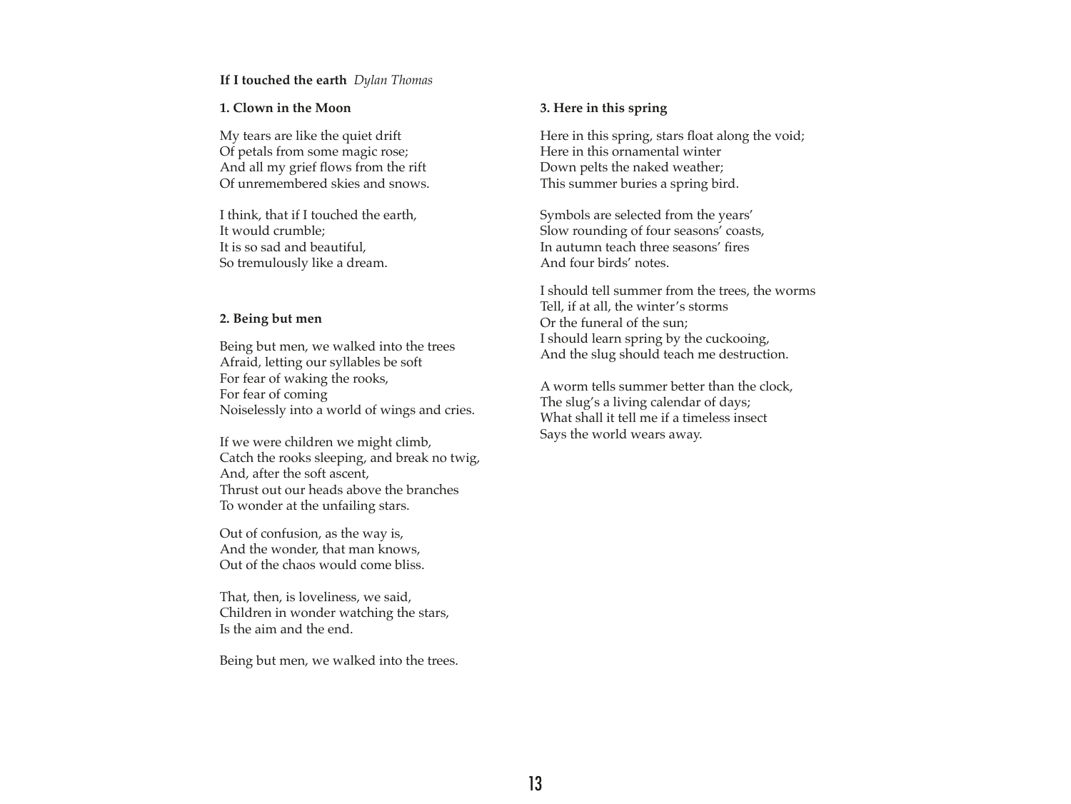**If I touched the earth** *Dylan Thomas*

**1. Clown in the Moon**

My tears are like the quiet drift  
Of petals from some magic rose;  
And all my grief flows from the rift  
Of unremembered skies and snows.

I think, that if I touched the earth,  
It would crumble;  
It is so sad and beautiful,  
So tremulously like a dream.

**2. Being but men**

Being but men, we walked into the trees  
Afraid, letting our syllables be soft  
For fear of waking the rooks,  
For fear of coming  
Noiselessly into a world of wings and cries.

If we were children we might climb,  
Catch the rooks sleeping, and break no twig,  
And, after the soft ascent,  
Thrust out our heads above the branches  
To wonder at the unfailing stars.

Out of confusion, as the way is,  
And the wonder, that man knows,  
Out of the chaos would come bliss.

That, then, is loveliness, we said,  
Children in wonder watching the stars,  
Is the aim and the end.

Being but men, we walked into the trees.

**3. Here in this spring**

Here in this spring, stars float along the void;  
Here in this ornamental winter  
Down pelts the naked weather;  
This summer buries a spring bird.

Symbols are selected from the years'  
Slow rounding of four seasons' coasts,  
In autumn teach three seasons' fires  
And four birds' notes.

I should tell summer from the trees, the worms  
Tell, if at all, the winter's storms  
Or the funeral of the sun;  
I should learn spring by the cuckooing,  
And the slug should teach me destruction.

A worm tells summer better than the clock,  
The slug's a living calendar of days;  
What shall it tell me if a timeless insect  
Says the world wears away.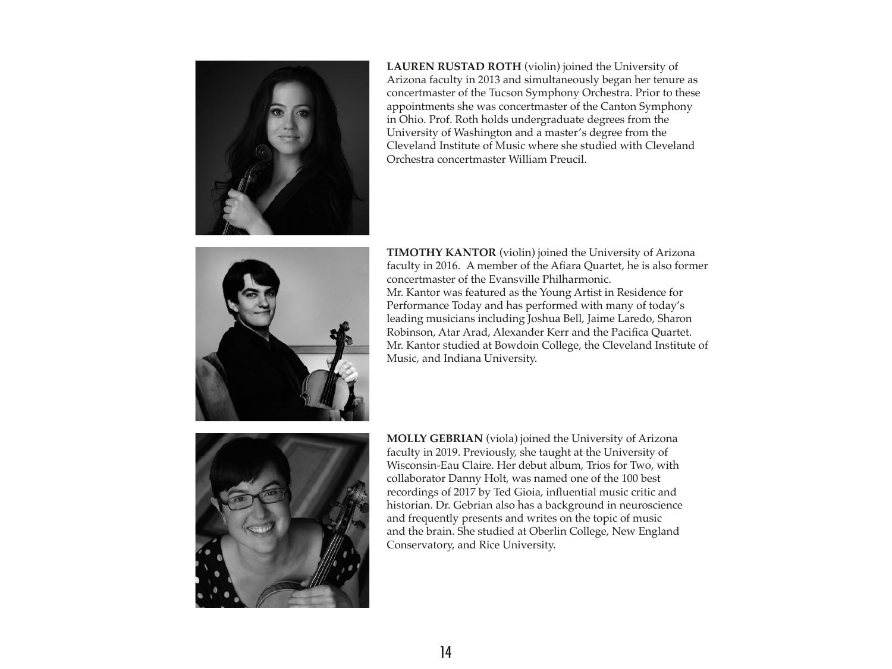**LAUREN RUSTAD ROTH** (violin) joined the University of Arizona faculty in 2013 and simultaneously began her tenure as concertmaster of the Tucson Symphony Orchestra. Prior to these appointments she was concertmaster of the Canton Symphony in Ohio. Prof. Roth holds undergraduate degrees from the University of Washington and a master's degree from the Cleveland Institute of Music where she studied with Cleveland Orchestra concertmaster William Preucil.

**TIMOTHY KANTOR** (violin) joined the University of Arizona faculty in 2016. A member of the Afiara Quartet, he is also former concertmaster of the Evansville Philharmonic.
Mr. Kantor was featured as the Young Artist in Residence for Performance Today and has performed with many of today's leading musicians including Joshua Bell, Jaime Laredo, Sharon Robinson, Atar Arad, Alexander Kerr and the Pacifica Quartet. Mr. Kantor studied at Bowdoin College, the Cleveland Institute of Music, and Indiana University.

**MOLLY GEBRIAN** (viola) joined the University of Arizona faculty in 2019. Previously, she taught at the University of Wisconsin-Eau Claire. Her debut album, Trios for Two, with collaborator Danny Holt, was named one of the 100 best recordings of 2017 by Ted Gioia, influential music critic and historian. Dr. Gebrian also has a background in neuroscience and frequently presents and writes on the topic of music and the brain. She studied at Oberlin College, New England Conservatory, and Rice University.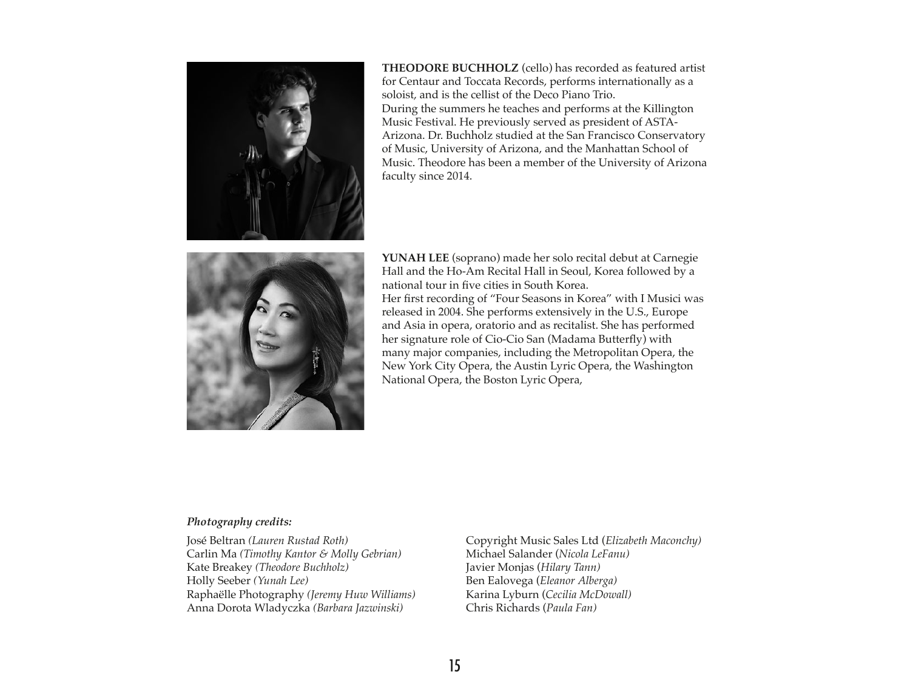**THEODORE BUCHHOLZ** (cello) has recorded as featured artist for Centaur and Toccata Records, performs internationally as a soloist, and is the cellist of the Deco Piano Trio.
During the summers he teaches and performs at the Killington Music Festival. He previously served as president of ASTA-Arizona. Dr. Buchholz studied at the San Francisco Conservatory of Music, University of Arizona, and the Manhattan School of Music. Theodore has been a member of the University of Arizona faculty since 2014.

**YUNAH LEE** (soprano) made her solo recital debut at Carnegie Hall and the Ho-Am Recital Hall in Seoul, Korea followed by a national tour in five cities in South Korea.
Her first recording of "Four Seasons in Korea" with I Musici was released in 2004. She performs extensively in the U.S., Europe and Asia in opera, oratorio and as recitalist. She has performed her signature role of Cio-Cio San (Madama Butterfly) with many major companies, including the Metropolitan Opera, the New York City Opera, the Austin Lyric Opera, the Washington National Opera, the Boston Lyric Opera,

***Photography credits:***

José Beltran *(Lauren Rustad Roth)*
Carlin Ma *(Timothy Kantor & Molly Gebrian)*
Kate Breakey *(Theodore Buchholz)*
Holly Seeber *(Yunah Lee)*
Raphaëlle Photography *(Jeremy Huw Williams)*
Anna Dorota Wladyczka *(Barbara Jazwinski)*
Copyright Music Sales Ltd (*Elizabeth Maconchy)*
Michael Salander (*Nicola LeFanu)*
Javier Monjas (*Hilary Tann)*
Ben Ealovega (*Eleanor Alberga)*
Karina Lyburn (*Cecilia McDowall)*
Chris Richards (*Paula Fan)*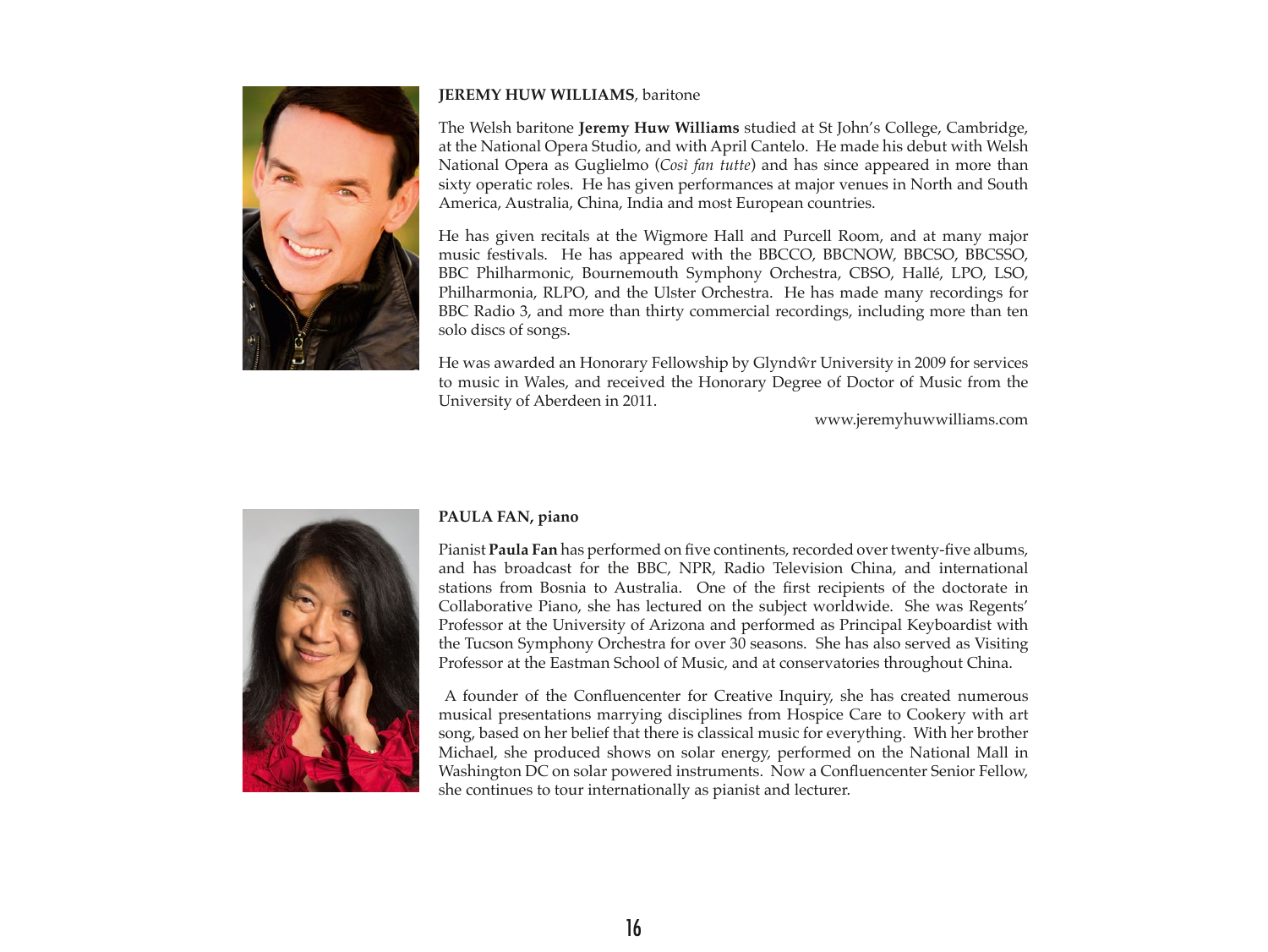**JEREMY HUW WILLIAMS**, baritone

The Welsh baritone **Jeremy Huw Williams** studied at St John's College, Cambridge, at the National Opera Studio, and with April Cantelo. He made his debut with Welsh National Opera as Guglielmo (*Così fan tutte*) and has since appeared in more than sixty operatic roles. He has given performances at major venues in North and South America, Australia, China, India and most European countries.

He has given recitals at the Wigmore Hall and Purcell Room, and at many major music festivals. He has appeared with the BBCCO, BBCNOW, BBCSO, BBCSSO, BBC Philharmonic, Bournemouth Symphony Orchestra, CBSO, Hallé, LPO, LSO, Philharmonia, RLPO, and the Ulster Orchestra. He has made many recordings for BBC Radio 3, and more than thirty commercial recordings, including more than ten solo discs of songs.

He was awarded an Honorary Fellowship by Glyndŵr University in 2009 for services to music in Wales, and received the Honorary Degree of Doctor of Music from the University of Aberdeen in 2011.

www.jeremyhuwwilliams.com

**PAULA FAN, piano**

Pianist **Paula Fan** has performed on five continents, recorded over twenty-five albums, and has broadcast for the BBC, NPR, Radio Television China, and international stations from Bosnia to Australia. One of the first recipients of the doctorate in Collaborative Piano, she has lectured on the subject worldwide. She was Regents' Professor at the University of Arizona and performed as Principal Keyboardist with the Tucson Symphony Orchestra for over 30 seasons. She has also served as Visiting Professor at the Eastman School of Music, and at conservatories throughout China.

A founder of the Confluencenter for Creative Inquiry, she has created numerous musical presentations marrying disciplines from Hospice Care to Cookery with art song, based on her belief that there is classical music for everything. With her brother Michael, she produced shows on solar energy, performed on the National Mall in Washington DC on solar powered instruments. Now a Confluencenter Senior Fellow, she continues to tour internationally as pianist and lecturer.